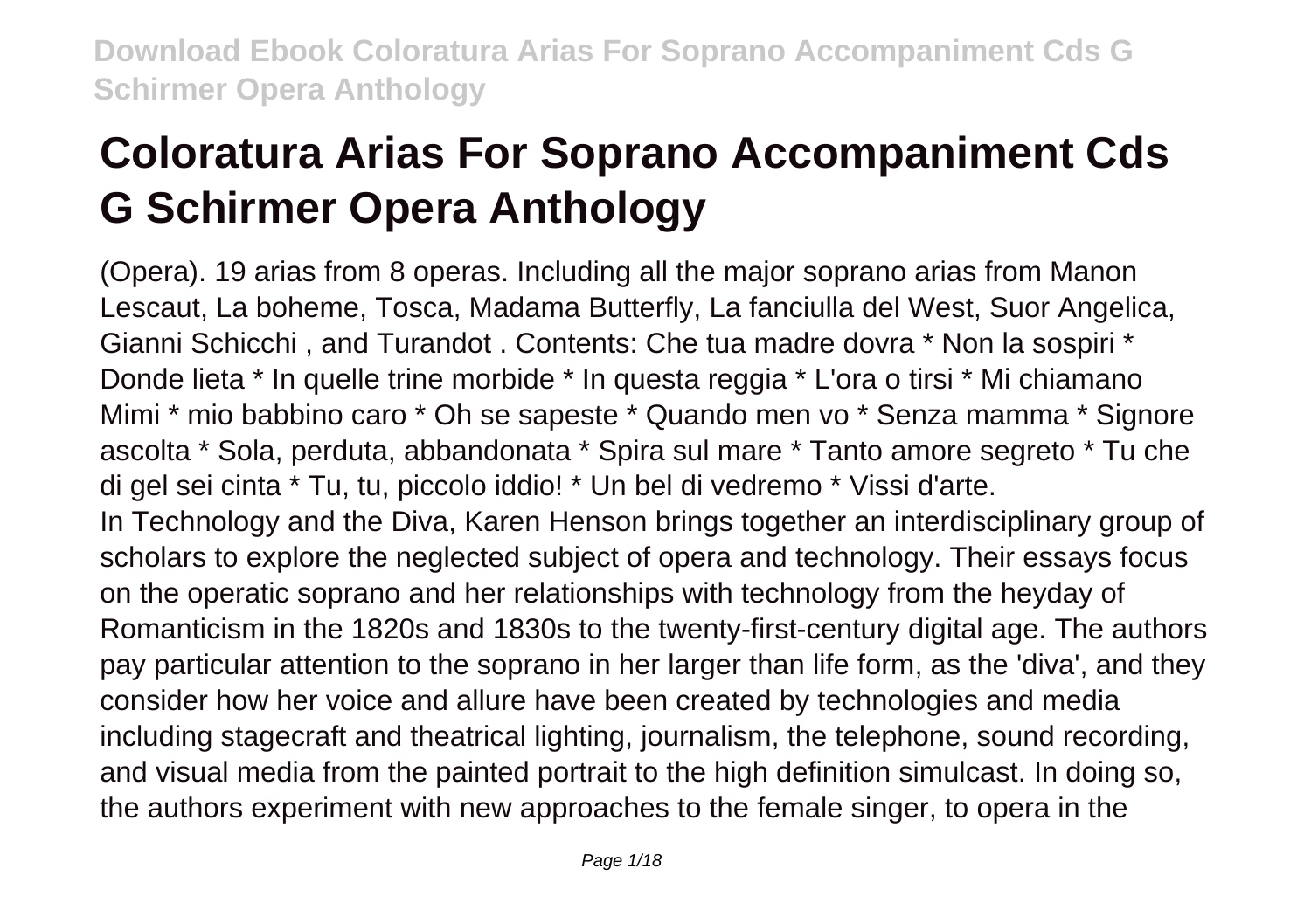# Coloratura Arias For Soprano Accompaniment Cds G Schirmer Opera Anthology

(Opera). 19 arias from 8 operas. Including all the major soprano arias from Manon Lescaut, La boheme, Tosca, Madama Butterfly, La fanciulla del West, Suor Angelica, Gianni Schicchi , and Turandot . Contents: Che tua madre dovra * Non la sospiri * Donde lieta * In quelle trine morbide * In questa reggia * L'ora o tirsi * Mi chiamano Mimi * mio babbino caro * Oh se sapeste * Quando men vo * Senza mamma * Signore ascolta * Sola, perduta, abbandonata * Spira sul mare * Tanto amore segreto * Tu che di gel sei cinta * Tu, tu, piccolo iddio! * Un bel di vedremo * Vissi d'arte.

In Technology and the Diva, Karen Henson brings together an interdisciplinary group of scholars to explore the neglected subject of opera and technology. Their essays focus on the operatic soprano and her relationships with technology from the heyday of Romanticism in the 1820s and 1830s to the twenty-first-century digital age. The authors pay particular attention to the soprano in her larger than life form, as the 'diva', and they consider how her voice and allure have been created by technologies and media including stagecraft and theatrical lighting, journalism, the telephone, sound recording, and visual media from the painted portrait to the high definition simulcast. In doing so, the authors experiment with new approaches to the female singer, to opera in the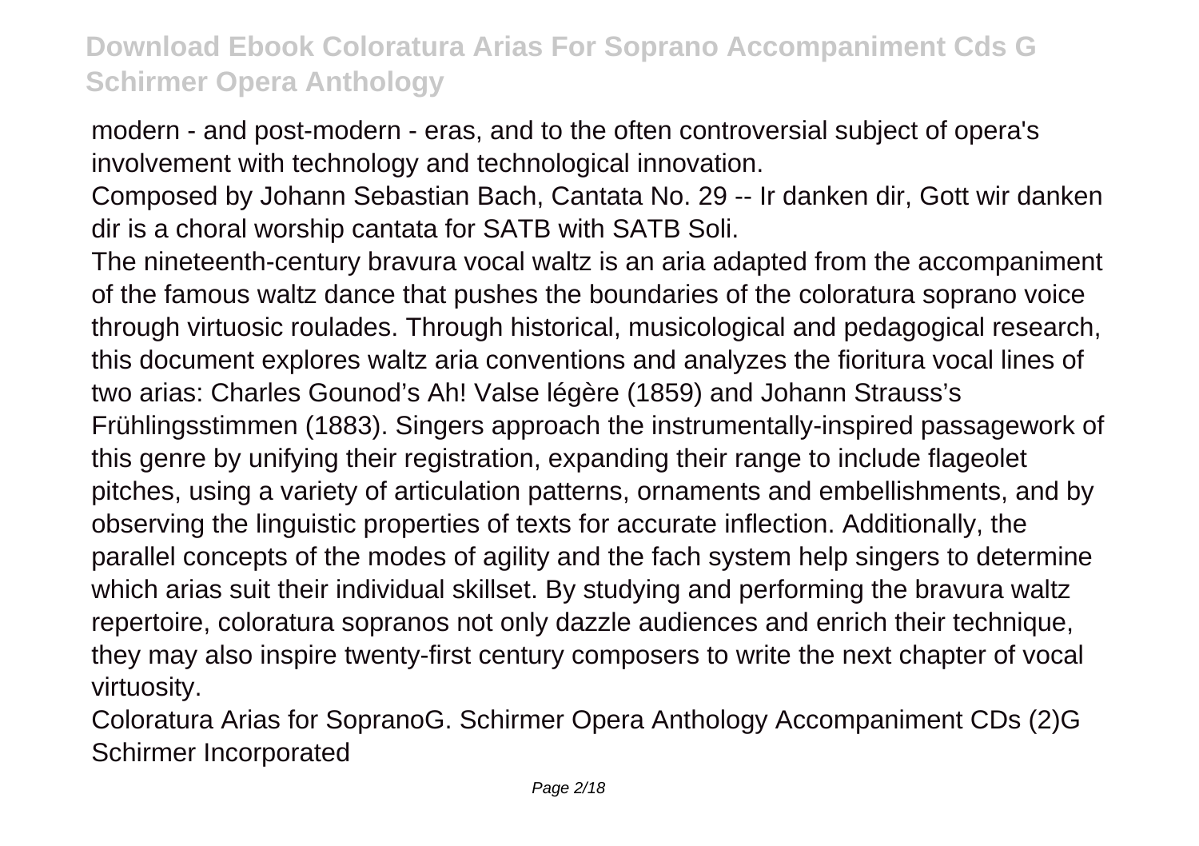modern - and post-modern - eras, and to the often controversial subject of opera's involvement with technology and technological innovation.

Composed by Johann Sebastian Bach, Cantata No. 29 -- Ir danken dir, Gott wir danken dir is a choral worship cantata for SATB with SATB Soli.

The nineteenth-century bravura vocal waltz is an aria adapted from the accompaniment of the famous waltz dance that pushes the boundaries of the coloratura soprano voice through virtuosic roulades. Through historical, musicological and pedagogical research, this document explores waltz aria conventions and analyzes the fioritura vocal lines of two arias: Charles Gounod's Ah! Valse légère (1859) and Johann Strauss's Frühlingsstimmen (1883). Singers approach the instrumentally-inspired passagework of this genre by unifying their registration, expanding their range to include flageolet pitches, using a variety of articulation patterns, ornaments and embellishments, and by observing the linguistic properties of texts for accurate inflection. Additionally, the parallel concepts of the modes of agility and the fach system help singers to determine which arias suit their individual skillset. By studying and performing the bravura waltz repertoire, coloratura sopranos not only dazzle audiences and enrich their technique, they may also inspire twenty-first century composers to write the next chapter of vocal virtuosity.

Coloratura Arias for SopranoG. Schirmer Opera Anthology Accompaniment CDs (2)G Schirmer Incorporated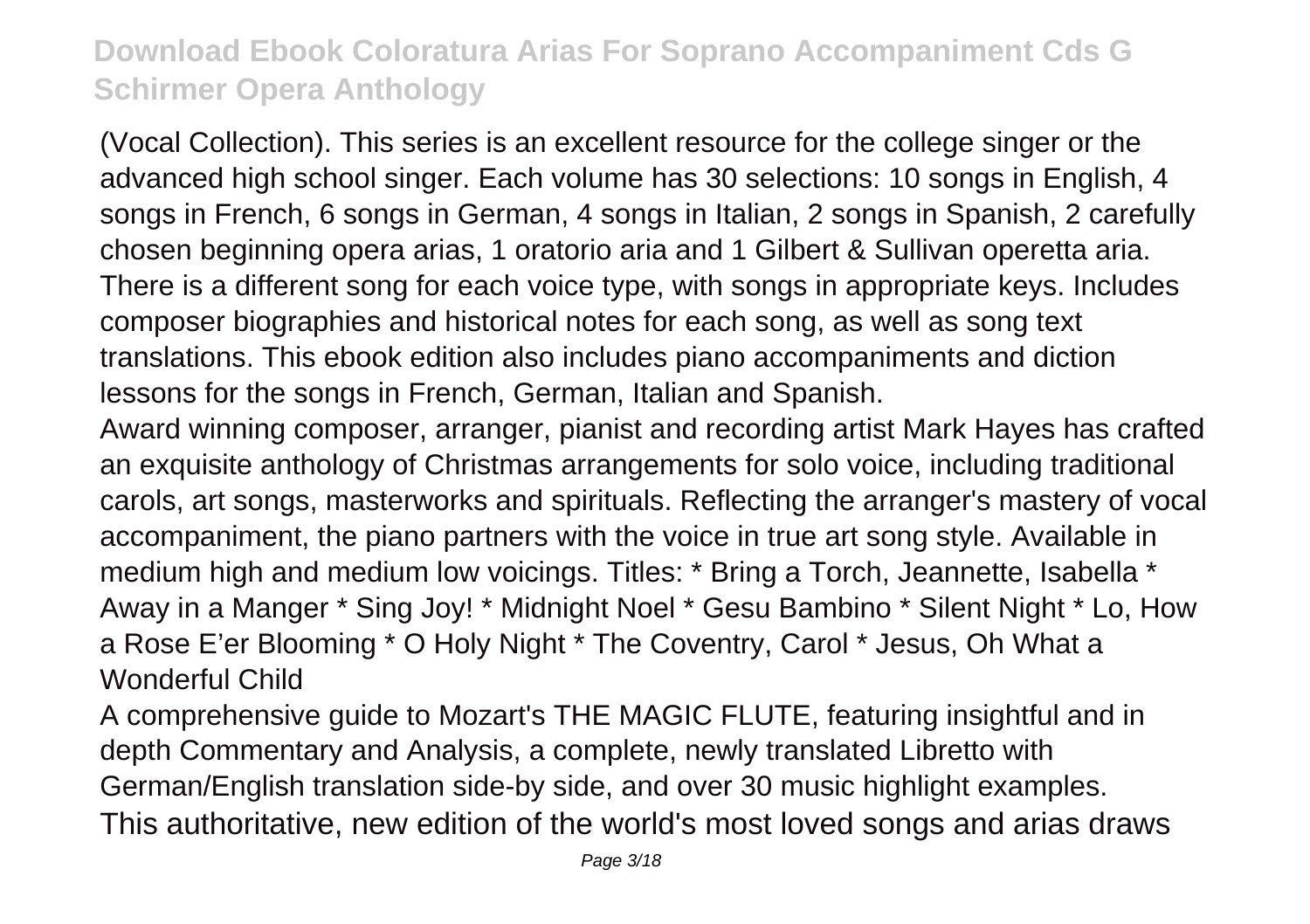(Vocal Collection). This series is an excellent resource for the college singer or the advanced high school singer. Each volume has 30 selections: 10 songs in English, 4 songs in French, 6 songs in German, 4 songs in Italian, 2 songs in Spanish, 2 carefully chosen beginning opera arias, 1 oratorio aria and 1 Gilbert & Sullivan operetta aria. There is a different song for each voice type, with songs in appropriate keys. Includes composer biographies and historical notes for each song, as well as song text translations. This ebook edition also includes piano accompaniments and diction lessons for the songs in French, German, Italian and Spanish.

Award winning composer, arranger, pianist and recording artist Mark Hayes has crafted an exquisite anthology of Christmas arrangements for solo voice, including traditional carols, art songs, masterworks and spirituals. Reflecting the arranger's mastery of vocal accompaniment, the piano partners with the voice in true art song style. Available in medium high and medium low voicings. Titles: * Bring a Torch, Jeannette, Isabella * Away in a Manger * Sing Joy! * Midnight Noel * Gesu Bambino * Silent Night * Lo, How a Rose E'er Blooming * O Holy Night * The Coventry, Carol * Jesus, Oh What a Wonderful Child

A comprehensive guide to Mozart's THE MAGIC FLUTE, featuring insightful and in depth Commentary and Analysis, a complete, newly translated Libretto with German/English translation side-by side, and over 30 music highlight examples.

This authoritative, new edition of the world's most loved songs and arias draws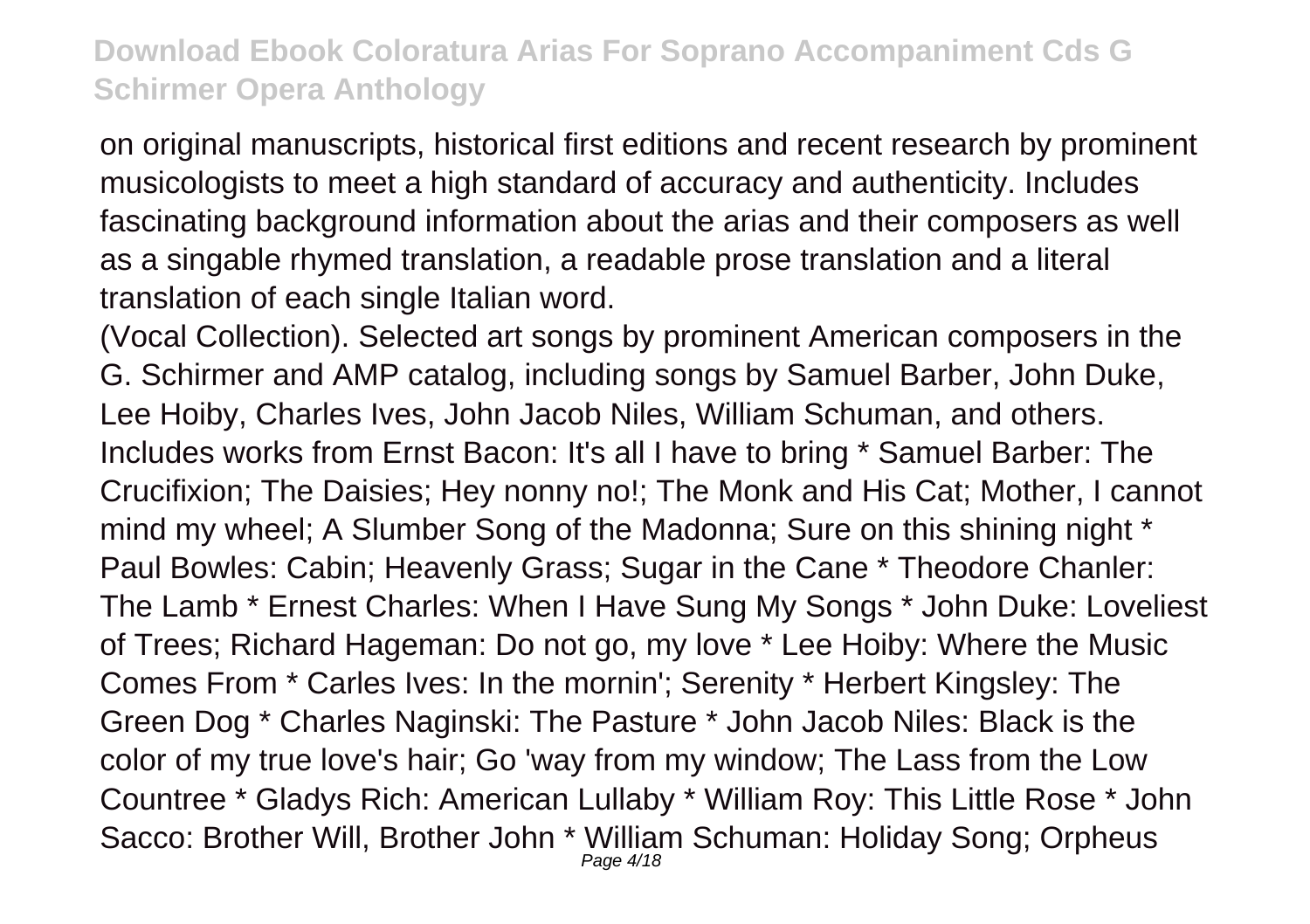on original manuscripts, historical first editions and recent research by prominent musicologists to meet a high standard of accuracy and authenticity. Includes fascinating background information about the arias and their composers as well as a singable rhymed translation, a readable prose translation and a literal translation of each single Italian word.

(Vocal Collection). Selected art songs by prominent American composers in the G. Schirmer and AMP catalog, including songs by Samuel Barber, John Duke, Lee Hoiby, Charles Ives, John Jacob Niles, William Schuman, and others. Includes works from Ernst Bacon: It's all I have to bring * Samuel Barber: The Crucifixion; The Daisies; Hey nonny no!; The Monk and His Cat; Mother, I cannot mind my wheel; A Slumber Song of the Madonna; Sure on this shining night * Paul Bowles: Cabin; Heavenly Grass; Sugar in the Cane * Theodore Chanler: The Lamb * Ernest Charles: When I Have Sung My Songs * John Duke: Loveliest of Trees; Richard Hageman: Do not go, my love * Lee Hoiby: Where the Music Comes From * Carles Ives: In the mornin'; Serenity * Herbert Kingsley: The Green Dog * Charles Naginski: The Pasture * John Jacob Niles: Black is the color of my true love's hair; Go 'way from my window; The Lass from the Low Countree * Gladys Rich: American Lullaby * William Roy: This Little Rose * John Sacco: Brother Will, Brother John * William Schuman: Holiday Song; Orpheus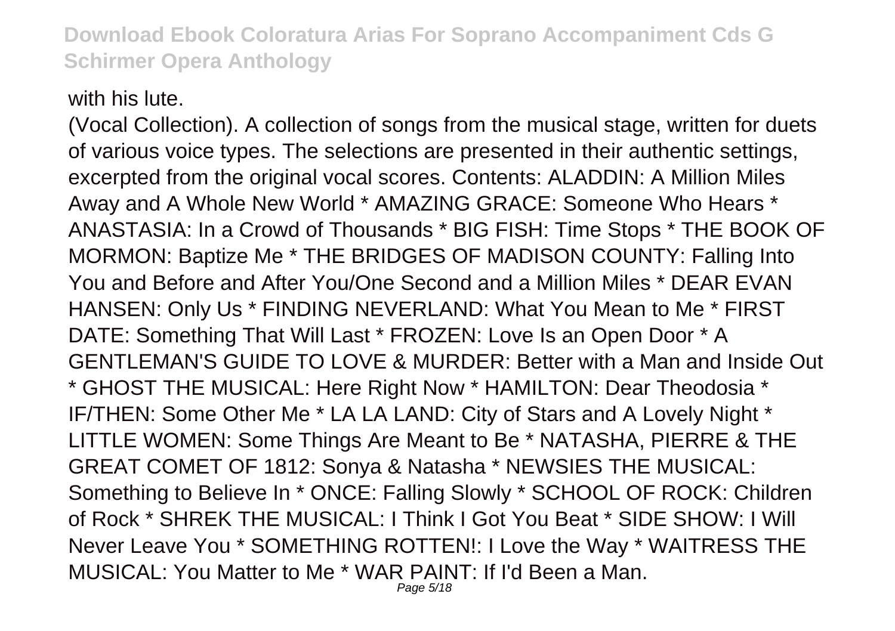with his lute.

(Vocal Collection). A collection of songs from the musical stage, written for duets of various voice types. The selections are presented in their authentic settings, excerpted from the original vocal scores. Contents: ALADDIN: A Million Miles Away and A Whole New World * AMAZING GRACE: Someone Who Hears * ANASTASIA: In a Crowd of Thousands * BIG FISH: Time Stops * THE BOOK OF MORMON: Baptize Me * THE BRIDGES OF MADISON COUNTY: Falling Into You and Before and After You/One Second and a Million Miles * DEAR EVAN HANSEN: Only Us * FINDING NEVERLAND: What You Mean to Me * FIRST DATE: Something That Will Last * FROZEN: Love Is an Open Door * A GENTLEMAN'S GUIDE TO LOVE & MURDER: Better with a Man and Inside Out * GHOST THE MUSICAL: Here Right Now * HAMILTON: Dear Theodosia * IF/THEN: Some Other Me * LA LA LAND: City of Stars and A Lovely Night * LITTLE WOMEN: Some Things Are Meant to Be * NATASHA, PIERRE & THE GREAT COMET OF 1812: Sonya & Natasha * NEWSIES THE MUSICAL: Something to Believe In * ONCE: Falling Slowly * SCHOOL OF ROCK: Children of Rock * SHREK THE MUSICAL: I Think I Got You Beat * SIDE SHOW: I Will Never Leave You * SOMETHING ROTTEN!: I Love the Way * WAITRESS THE MUSICAL: You Matter to Me * WAR PAINT: If I'd Been a Man.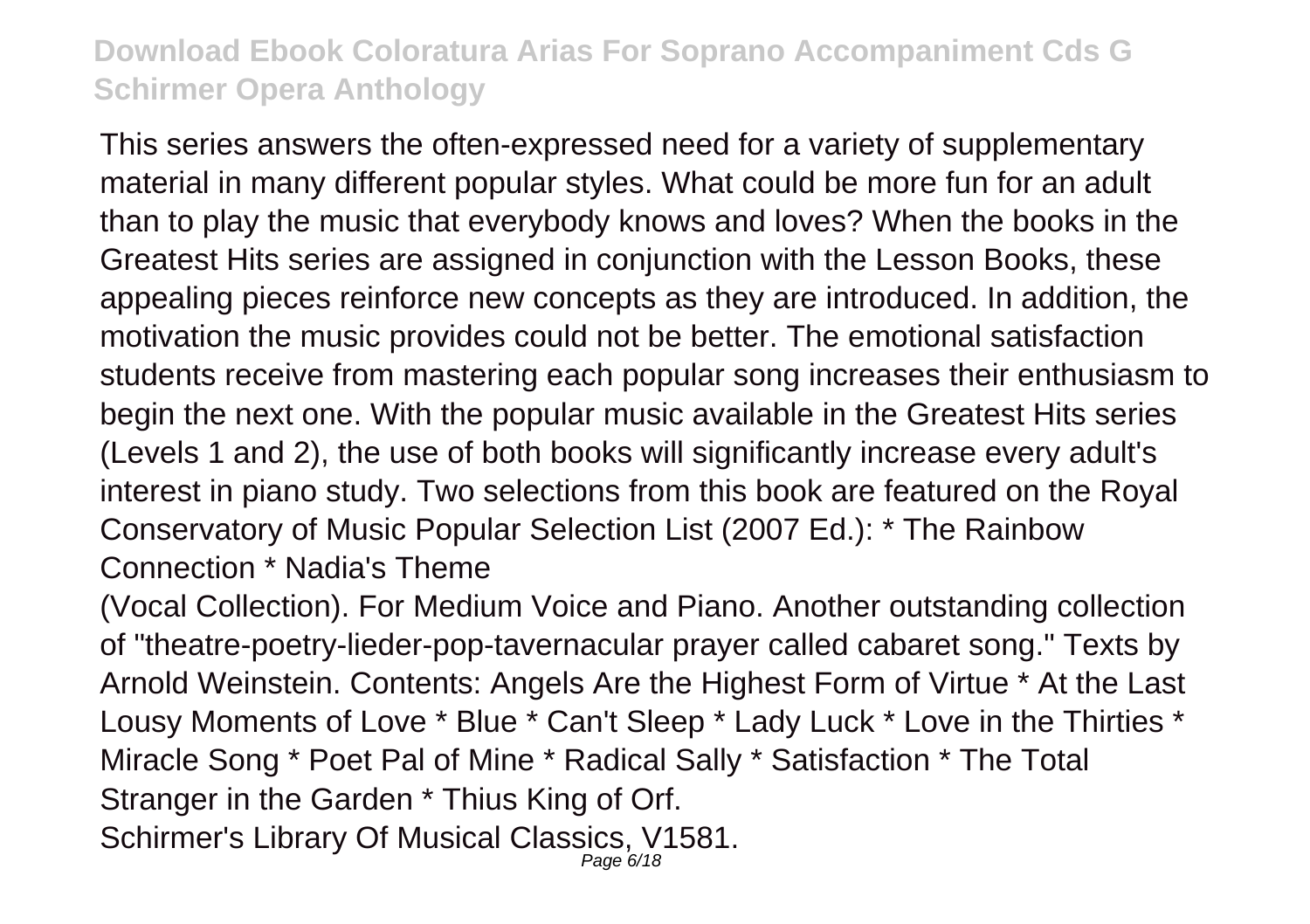This series answers the often-expressed need for a variety of supplementary material in many different popular styles. What could be more fun for an adult than to play the music that everybody knows and loves? When the books in the Greatest Hits series are assigned in conjunction with the Lesson Books, these appealing pieces reinforce new concepts as they are introduced. In addition, the motivation the music provides could not be better. The emotional satisfaction students receive from mastering each popular song increases their enthusiasm to begin the next one. With the popular music available in the Greatest Hits series (Levels 1 and 2), the use of both books will significantly increase every adult's interest in piano study. Two selections from this book are featured on the Royal Conservatory of Music Popular Selection List (2007 Ed.): * The Rainbow Connection * Nadia's Theme

(Vocal Collection). For Medium Voice and Piano. Another outstanding collection of "theatre-poetry-lieder-pop-tavernacular prayer called cabaret song." Texts by Arnold Weinstein. Contents: Angels Are the Highest Form of Virtue * At the Last Lousy Moments of Love * Blue * Can't Sleep * Lady Luck * Love in the Thirties * Miracle Song * Poet Pal of Mine * Radical Sally * Satisfaction * The Total Stranger in the Garden * Thius King of Orf.

Schirmer's Library Of Musical Classics, V1581.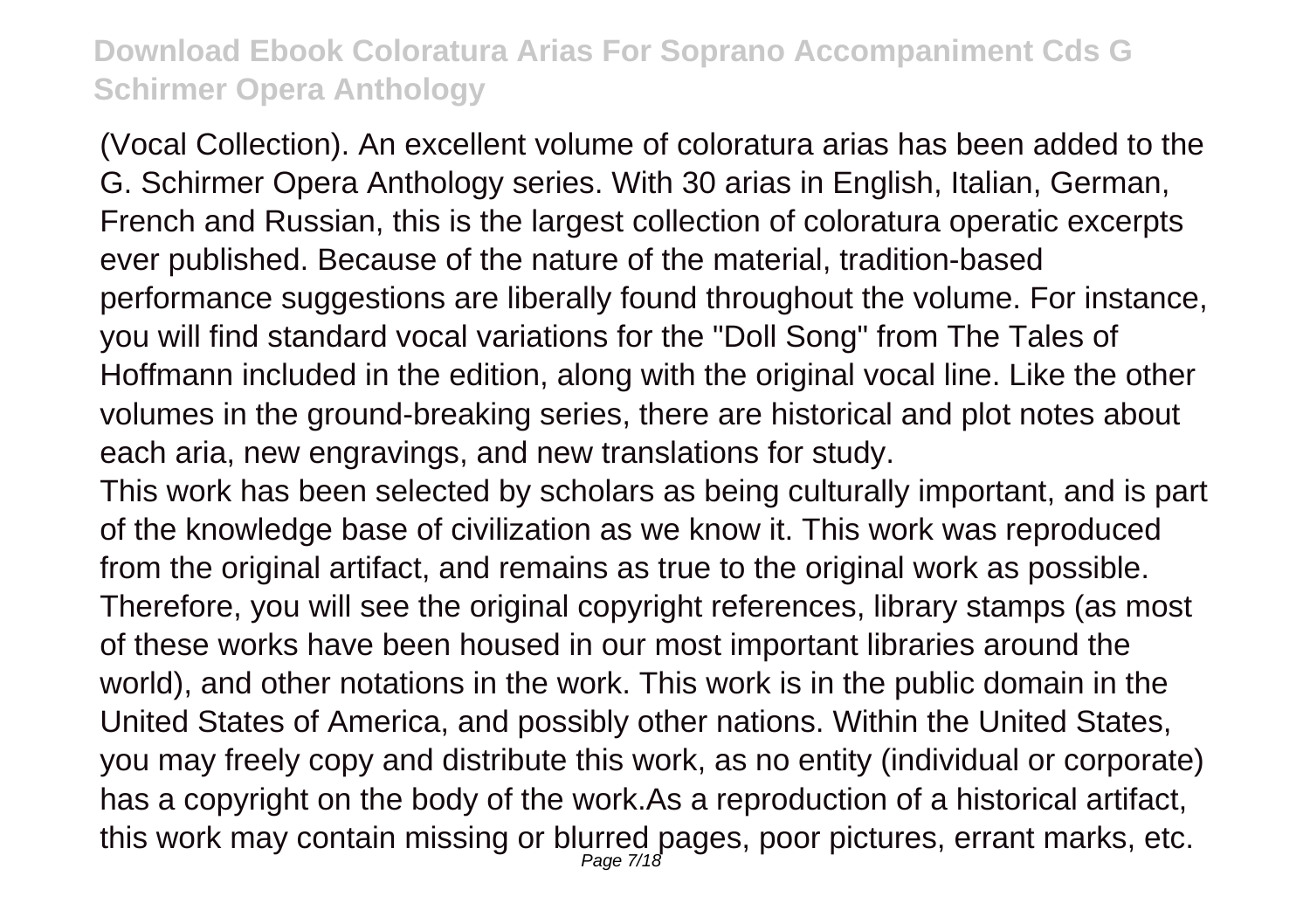(Vocal Collection). An excellent volume of coloratura arias has been added to the G. Schirmer Opera Anthology series. With 30 arias in English, Italian, German, French and Russian, this is the largest collection of coloratura operatic excerpts ever published. Because of the nature of the material, tradition-based performance suggestions are liberally found throughout the volume. For instance, you will find standard vocal variations for the "Doll Song" from The Tales of Hoffmann included in the edition, along with the original vocal line. Like the other volumes in the ground-breaking series, there are historical and plot notes about each aria, new engravings, and new translations for study.

This work has been selected by scholars as being culturally important, and is part of the knowledge base of civilization as we know it. This work was reproduced from the original artifact, and remains as true to the original work as possible. Therefore, you will see the original copyright references, library stamps (as most of these works have been housed in our most important libraries around the world), and other notations in the work. This work is in the public domain in the United States of America, and possibly other nations. Within the United States, you may freely copy and distribute this work, as no entity (individual or corporate) has a copyright on the body of the work.As a reproduction of a historical artifact, this work may contain missing or blurred pages, poor pictures, errant marks, etc.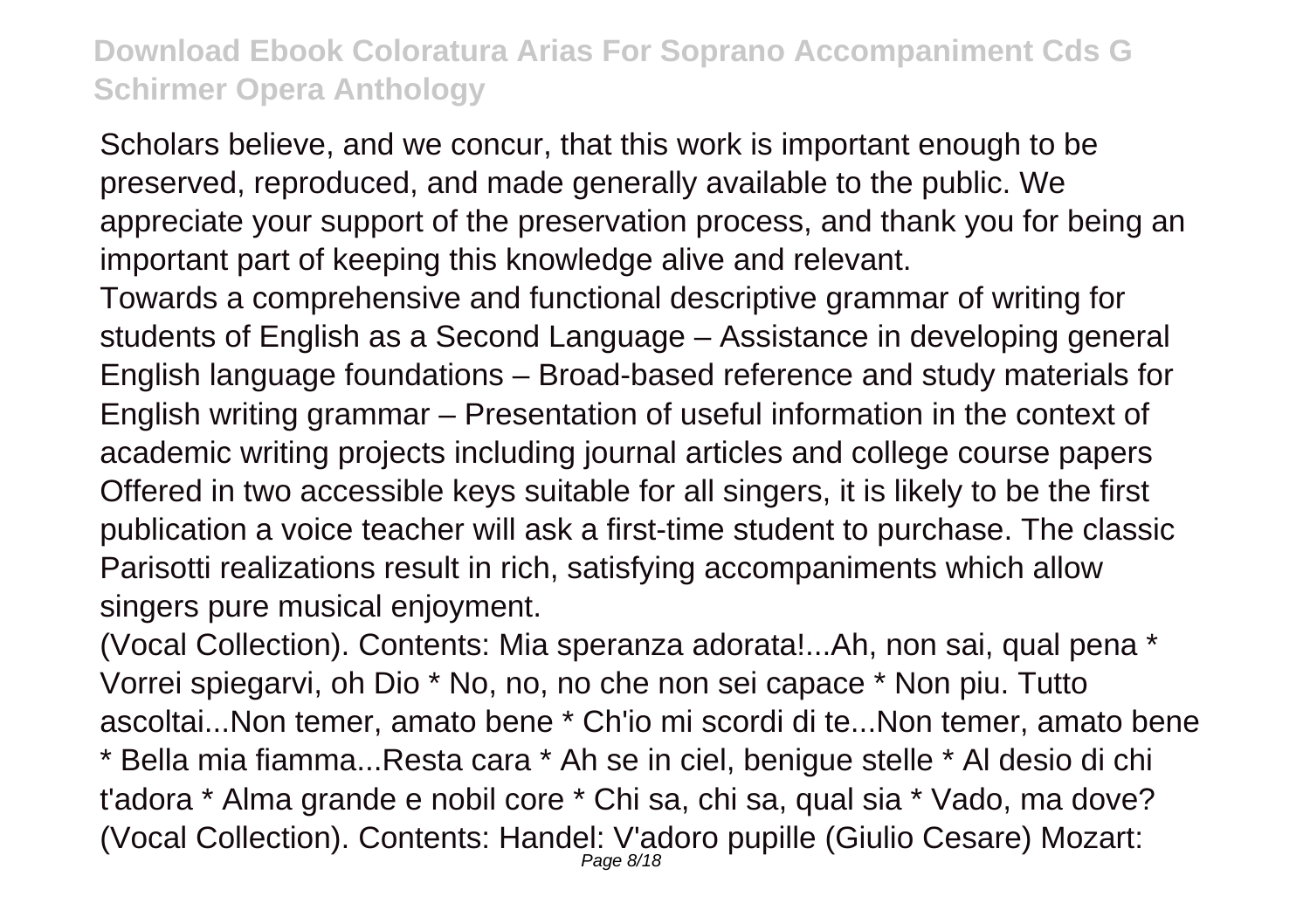Scholars believe, and we concur, that this work is important enough to be preserved, reproduced, and made generally available to the public. We appreciate your support of the preservation process, and thank you for being an important part of keeping this knowledge alive and relevant.

Towards a comprehensive and functional descriptive grammar of writing for students of English as a Second Language – Assistance in developing general English language foundations – Broad-based reference and study materials for English writing grammar – Presentation of useful information in the context of academic writing projects including journal articles and college course papers

Offered in two accessible keys suitable for all singers, it is likely to be the first publication a voice teacher will ask a first-time student to purchase. The classic Parisotti realizations result in rich, satisfying accompaniments which allow singers pure musical enjoyment.

(Vocal Collection). Contents: Mia speranza adorata!...Ah, non sai, qual pena * Vorrei spiegarvi, oh Dio * No, no, no che non sei capace * Non piu. Tutto ascoltai...Non temer, amato bene * Ch'io mi scordi di te...Non temer, amato bene * Bella mia fiamma...Resta cara * Ah se in ciel, benigue stelle * Al desio di chi t'adora * Alma grande e nobil core * Chi sa, chi sa, qual sia * Vado, ma dove?

(Vocal Collection). Contents: Handel: V'adoro pupille (Giulio Cesare) Mozart: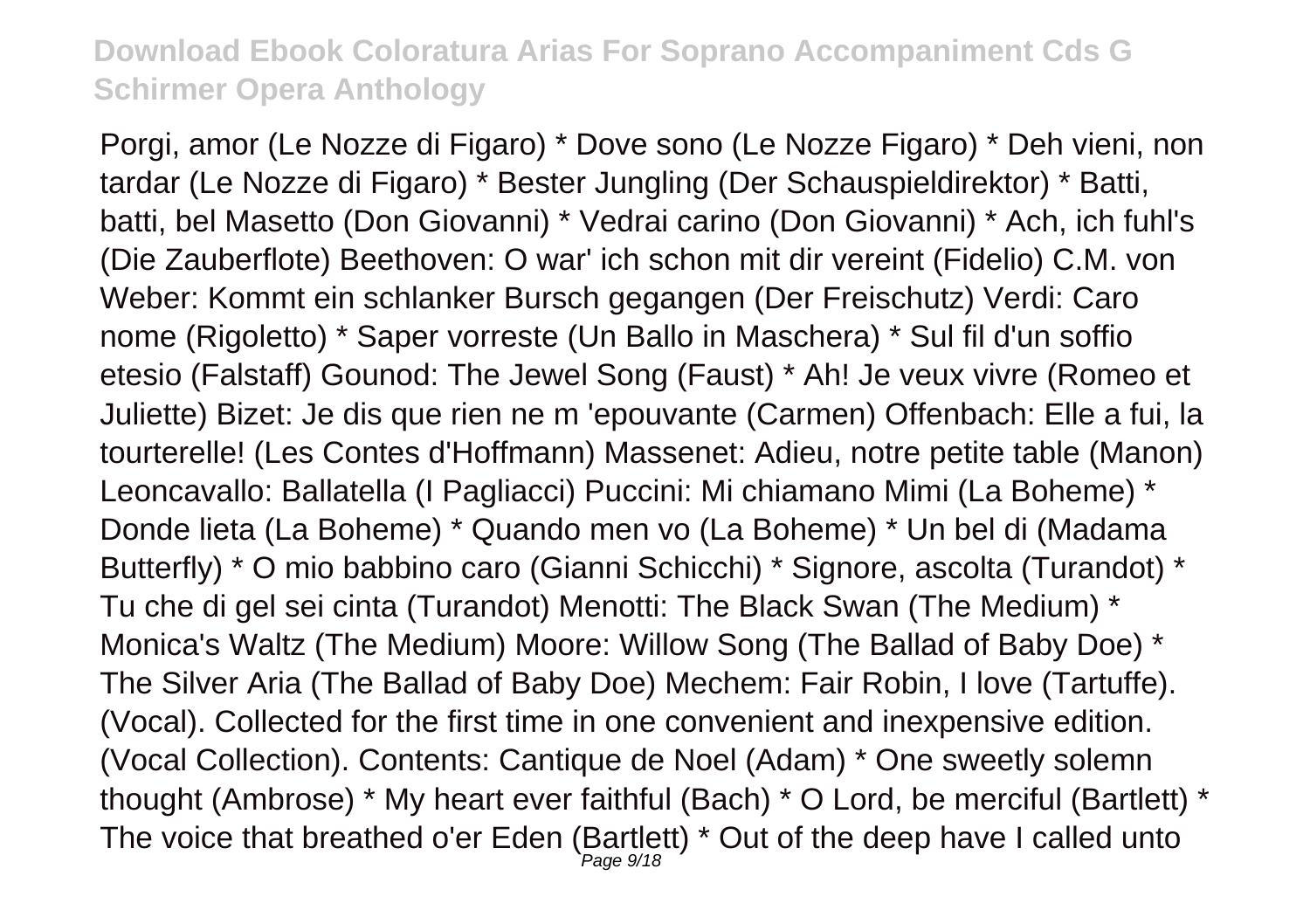Porgi, amor (Le Nozze di Figaro) * Dove sono (Le Nozze Figaro) * Deh vieni, non tardar (Le Nozze di Figaro) * Bester Jungling (Der Schauspieldirektor) * Batti, batti, bel Masetto (Don Giovanni) * Vedrai carino (Don Giovanni) * Ach, ich fuhl's (Die Zauberflote) Beethoven: O war' ich schon mit dir vereint (Fidelio) C.M. von Weber: Kommt ein schlanker Bursch gegangen (Der Freischutz) Verdi: Caro nome (Rigoletto) * Saper vorreste (Un Ballo in Maschera) * Sul fil d'un soffio etesio (Falstaff) Gounod: The Jewel Song (Faust) * Ah! Je veux vivre (Romeo et Juliette) Bizet: Je dis que rien ne m 'epouvante (Carmen) Offenbach: Elle a fui, la tourterelle! (Les Contes d'Hoffmann) Massenet: Adieu, notre petite table (Manon) Leoncavallo: Ballatella (I Pagliacci) Puccini: Mi chiamano Mimi (La Boheme) * Donde lieta (La Boheme) * Quando men vo (La Boheme) * Un bel di (Madama Butterfly) * O mio babbino caro (Gianni Schicchi) * Signore, ascolta (Turandot) * Tu che di gel sei cinta (Turandot) Menotti: The Black Swan (The Medium) * Monica's Waltz (The Medium) Moore: Willow Song (The Ballad of Baby Doe) * The Silver Aria (The Ballad of Baby Doe) Mechem: Fair Robin, I love (Tartuffe). (Vocal). Collected for the first time in one convenient and inexpensive edition. (Vocal Collection). Contents: Cantique de Noel (Adam) * One sweetly solemn thought (Ambrose) * My heart ever faithful (Bach) * O Lord, be merciful (Bartlett) * The voice that breathed o'er Eden (Bartlett) * Out of the deep have I called unto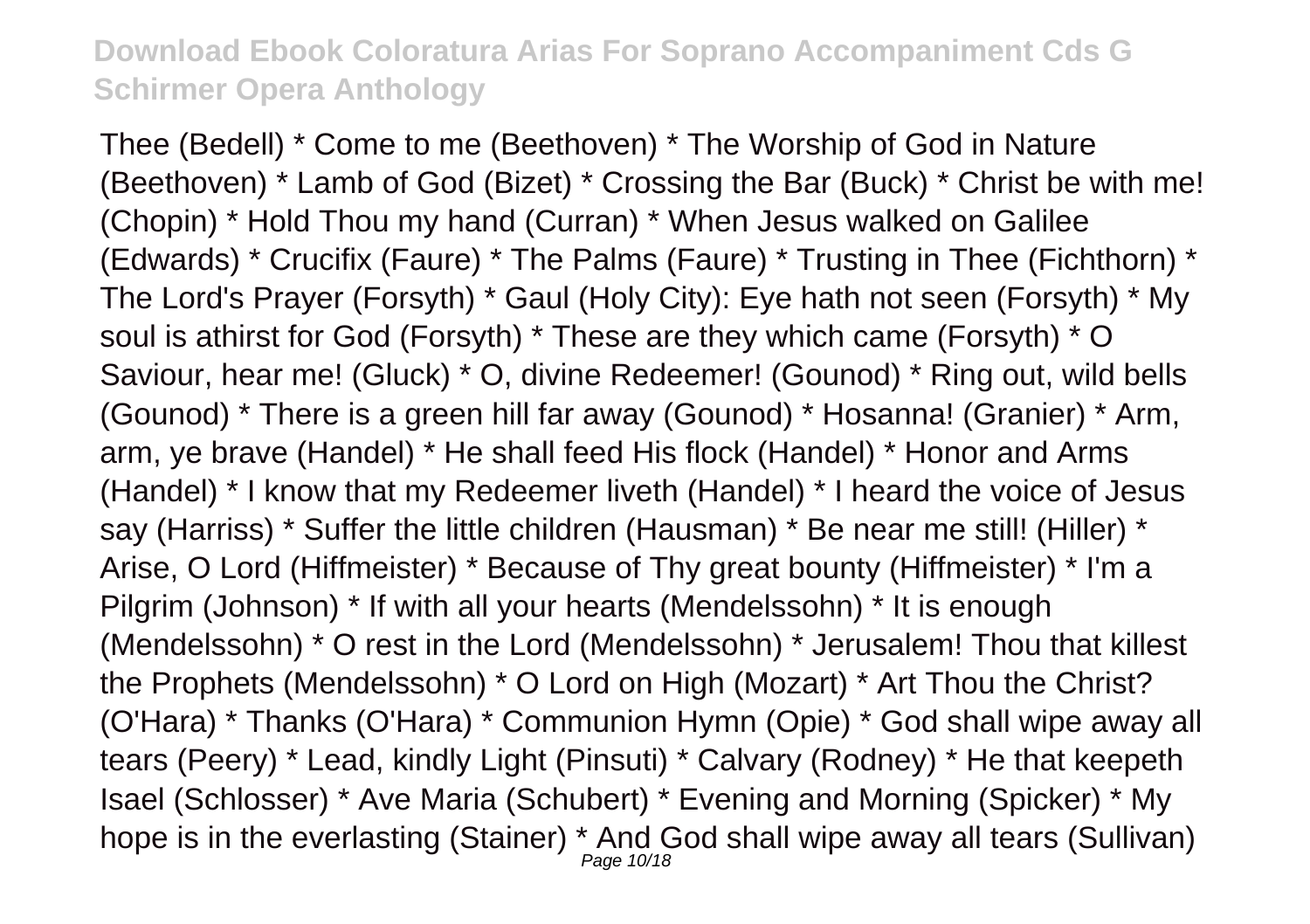Thee (Bedell) * Come to me (Beethoven) * The Worship of God in Nature (Beethoven) * Lamb of God (Bizet) * Crossing the Bar (Buck) * Christ be with me! (Chopin) * Hold Thou my hand (Curran) * When Jesus walked on Galilee (Edwards) * Crucifix (Faure) * The Palms (Faure) * Trusting in Thee (Fichthorn) * The Lord's Prayer (Forsyth) * Gaul (Holy City): Eye hath not seen (Forsyth) * My soul is athirst for God (Forsyth) * These are they which came (Forsyth) * O Saviour, hear me! (Gluck) * O, divine Redeemer! (Gounod) * Ring out, wild bells (Gounod) * There is a green hill far away (Gounod) * Hosanna! (Granier) * Arm, arm, ye brave (Handel) * He shall feed His flock (Handel) * Honor and Arms (Handel) * I know that my Redeemer liveth (Handel) * I heard the voice of Jesus say (Harriss) * Suffer the little children (Hausman) * Be near me still! (Hiller) * Arise, O Lord (Hiffmeister) * Because of Thy great bounty (Hiffmeister) * I'm a Pilgrim (Johnson) * If with all your hearts (Mendelssohn) * It is enough (Mendelssohn) * O rest in the Lord (Mendelssohn) * Jerusalem! Thou that killest the Prophets (Mendelssohn) * O Lord on High (Mozart) * Art Thou the Christ? (O'Hara) * Thanks (O'Hara) * Communion Hymn (Opie) * God shall wipe away all tears (Peery) * Lead, kindly Light (Pinsuti) * Calvary (Rodney) * He that keepeth Isael (Schlosser) * Ave Maria (Schubert) * Evening and Morning (Spicker) * My hope is in the everlasting (Stainer) * And God shall wipe away all tears (Sullivan)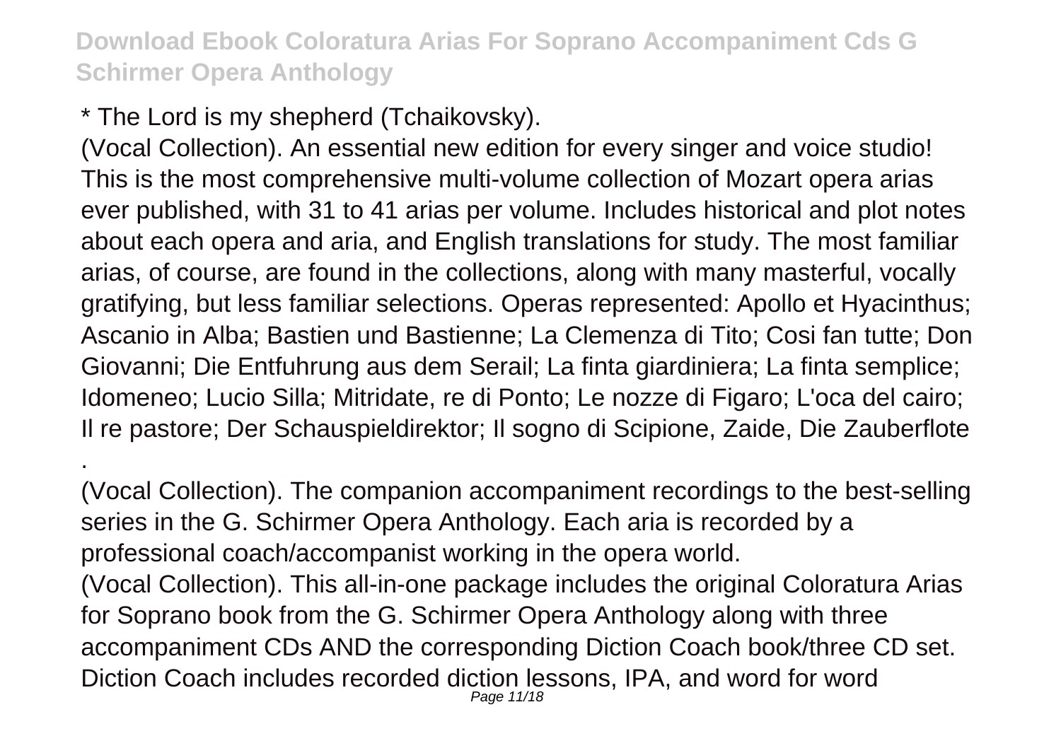* The Lord is my shepherd (Tchaikovsky).

(Vocal Collection). An essential new edition for every singer and voice studio! This is the most comprehensive multi-volume collection of Mozart opera arias ever published, with 31 to 41 arias per volume. Includes historical and plot notes about each opera and aria, and English translations for study. The most familiar arias, of course, are found in the collections, along with many masterful, vocally gratifying, but less familiar selections. Operas represented: Apollo et Hyacinthus; Ascanio in Alba; Bastien und Bastienne; La Clemenza di Tito; Cosi fan tutte; Don Giovanni; Die Entfuhrung aus dem Serail; La finta giardiniera; La finta semplice; Idomeneo; Lucio Silla; Mitridate, re di Ponto; Le nozze di Figaro; L'oca del cairo; Il re pastore; Der Schauspieldirektor; Il sogno di Scipione, Zaide, Die Zauberflote .

(Vocal Collection). The companion accompaniment recordings to the best-selling series in the G. Schirmer Opera Anthology. Each aria is recorded by a professional coach/accompanist working in the opera world.

(Vocal Collection). This all-in-one package includes the original Coloratura Arias for Soprano book from the G. Schirmer Opera Anthology along with three accompaniment CDs AND the corresponding Diction Coach book/three CD set. Diction Coach includes recorded diction lessons, IPA, and word for word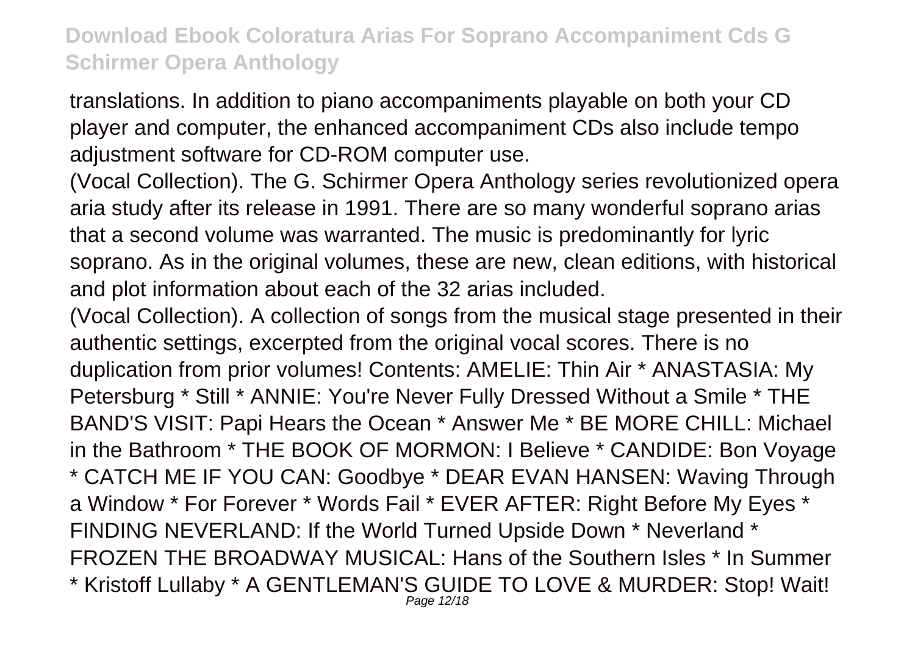translations. In addition to piano accompaniments playable on both your CD player and computer, the enhanced accompaniment CDs also include tempo adjustment software for CD-ROM computer use.

(Vocal Collection). The G. Schirmer Opera Anthology series revolutionized opera aria study after its release in 1991. There are so many wonderful soprano arias that a second volume was warranted. The music is predominantly for lyric soprano. As in the original volumes, these are new, clean editions, with historical and plot information about each of the 32 arias included.

(Vocal Collection). A collection of songs from the musical stage presented in their authentic settings, excerpted from the original vocal scores. There is no duplication from prior volumes! Contents: AMELIE: Thin Air * ANASTASIA: My Petersburg * Still * ANNIE: You're Never Fully Dressed Without a Smile * THE BAND'S VISIT: Papi Hears the Ocean * Answer Me * BE MORE CHILL: Michael in the Bathroom * THE BOOK OF MORMON: I Believe * CANDIDE: Bon Voyage * CATCH ME IF YOU CAN: Goodbye * DEAR EVAN HANSEN: Waving Through a Window * For Forever * Words Fail * EVER AFTER: Right Before My Eyes * FINDING NEVERLAND: If the World Turned Upside Down * Neverland * FROZEN THE BROADWAY MUSICAL: Hans of the Southern Isles * In Summer * Kristoff Lullaby * A GENTLEMAN'S GUIDE TO LOVE & MURDER: Stop! Wait!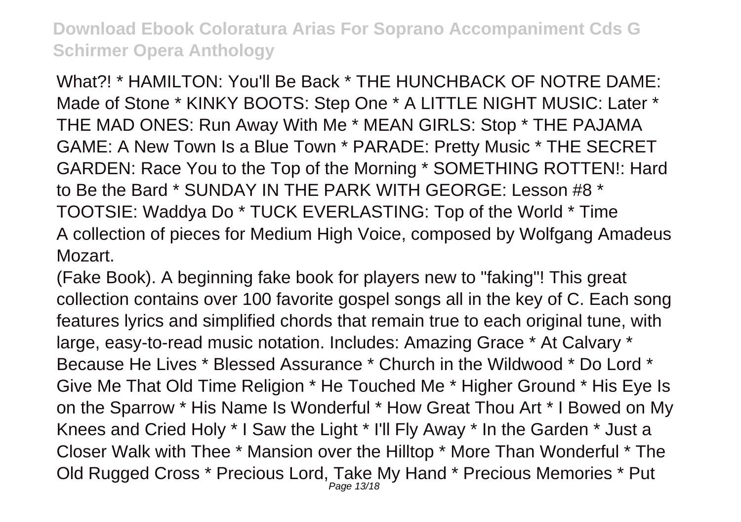What?! * HAMILTON: You'll Be Back * THE HUNCHBACK OF NOTRE DAME: Made of Stone * KINKY BOOTS: Step One * A LITTLE NIGHT MUSIC: Later * THE MAD ONES: Run Away With Me * MEAN GIRLS: Stop * THE PAJAMA GAME: A New Town Is a Blue Town * PARADE: Pretty Music * THE SECRET GARDEN: Race You to the Top of the Morning * SOMETHING ROTTEN!: Hard to Be the Bard * SUNDAY IN THE PARK WITH GEORGE: Lesson #8 * TOOTSIE: Waddya Do * TUCK EVERLASTING: Top of the World * Time

A collection of pieces for Medium High Voice, composed by Wolfgang Amadeus Mozart.

(Fake Book). A beginning fake book for players new to "faking"! This great collection contains over 100 favorite gospel songs all in the key of C. Each song features lyrics and simplified chords that remain true to each original tune, with large, easy-to-read music notation. Includes: Amazing Grace * At Calvary * Because He Lives * Blessed Assurance * Church in the Wildwood * Do Lord * Give Me That Old Time Religion * He Touched Me * Higher Ground * His Eye Is on the Sparrow * His Name Is Wonderful * How Great Thou Art * I Bowed on My Knees and Cried Holy * I Saw the Light * I'll Fly Away * In the Garden * Just a Closer Walk with Thee * Mansion over the Hilltop * More Than Wonderful * The Old Rugged Cross * Precious Lord, Take My Hand * Precious Memories * Put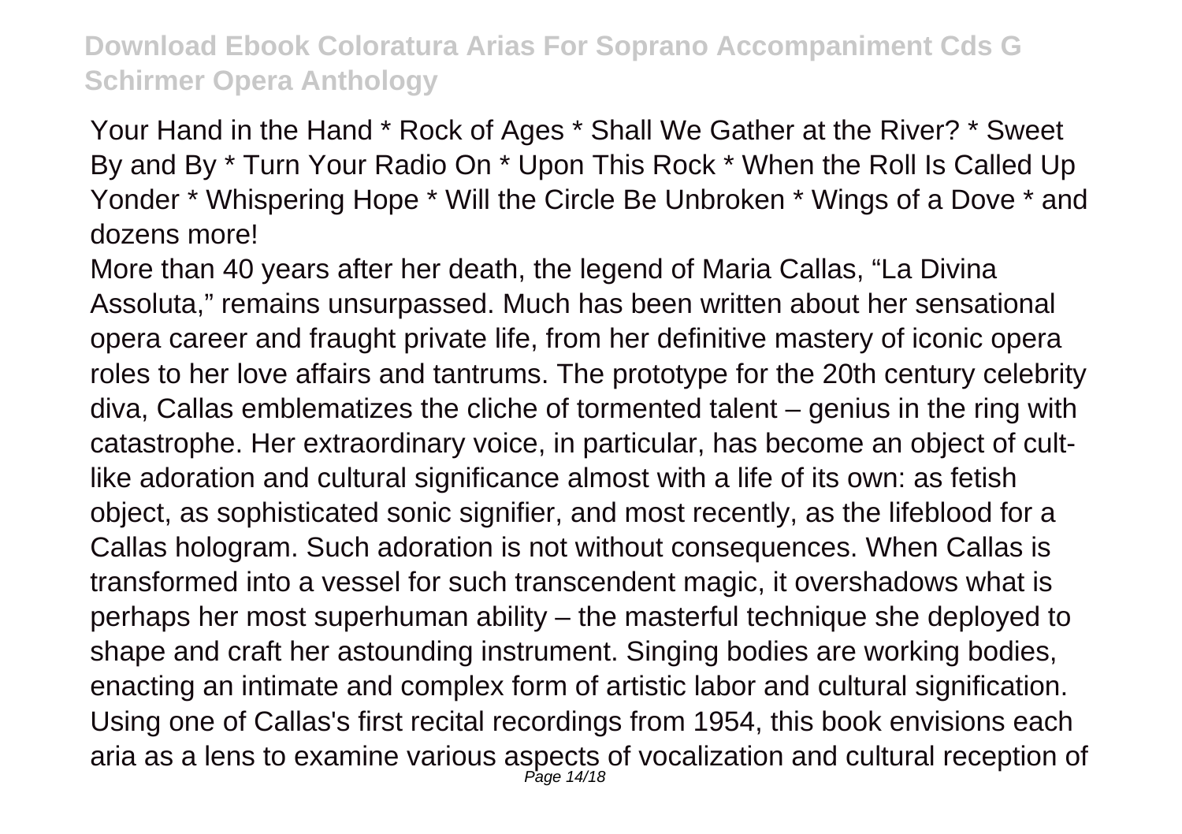Your Hand in the Hand * Rock of Ages * Shall We Gather at the River? * Sweet By and By * Turn Your Radio On * Upon This Rock * When the Roll Is Called Up Yonder * Whispering Hope * Will the Circle Be Unbroken * Wings of a Dove * and dozens more!

More than 40 years after her death, the legend of Maria Callas, "La Divina Assoluta," remains unsurpassed. Much has been written about her sensational opera career and fraught private life, from her definitive mastery of iconic opera roles to her love affairs and tantrums. The prototype for the 20th century celebrity diva, Callas emblematizes the cliche of tormented talent – genius in the ring with catastrophe. Her extraordinary voice, in particular, has become an object of cult-like adoration and cultural significance almost with a life of its own: as fetish object, as sophisticated sonic signifier, and most recently, as the lifeblood for a Callas hologram. Such adoration is not without consequences. When Callas is transformed into a vessel for such transcendent magic, it overshadows what is perhaps her most superhuman ability – the masterful technique she deployed to shape and craft her astounding instrument. Singing bodies are working bodies, enacting an intimate and complex form of artistic labor and cultural signification. Using one of Callas's first recital recordings from 1954, this book envisions each aria as a lens to examine various aspects of vocalization and cultural reception of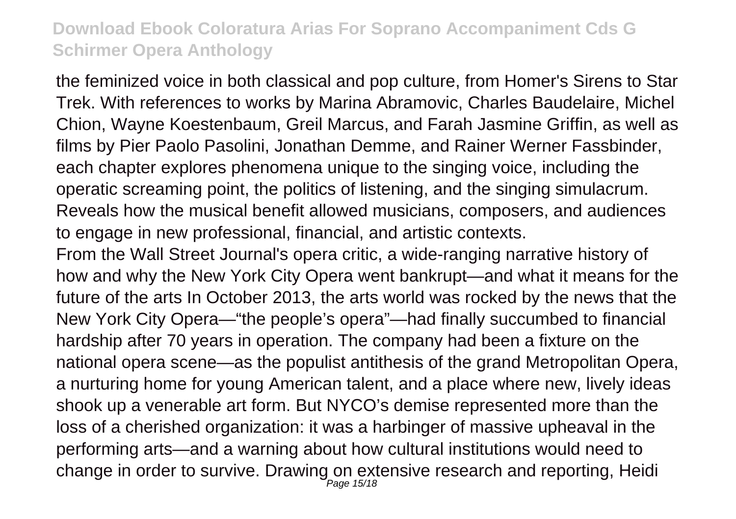the feminized voice in both classical and pop culture, from Homer's Sirens to Star Trek. With references to works by Marina Abramovic, Charles Baudelaire, Michel Chion, Wayne Koestenbaum, Greil Marcus, and Farah Jasmine Griffin, as well as films by Pier Paolo Pasolini, Jonathan Demme, and Rainer Werner Fassbinder, each chapter explores phenomena unique to the singing voice, including the operatic screaming point, the politics of listening, and the singing simulacrum. Reveals how the musical benefit allowed musicians, composers, and audiences to engage in new professional, financial, and artistic contexts.

From the Wall Street Journal's opera critic, a wide-ranging narrative history of how and why the New York City Opera went bankrupt—and what it means for the future of the arts In October 2013, the arts world was rocked by the news that the New York City Opera—"the people's opera"—had finally succumbed to financial hardship after 70 years in operation. The company had been a fixture on the national opera scene—as the populist antithesis of the grand Metropolitan Opera, a nurturing home for young American talent, and a place where new, lively ideas shook up a venerable art form. But NYCO's demise represented more than the loss of a cherished organization: it was a harbinger of massive upheaval in the performing arts—and a warning about how cultural institutions would need to change in order to survive. Drawing on extensive research and reporting, Heidi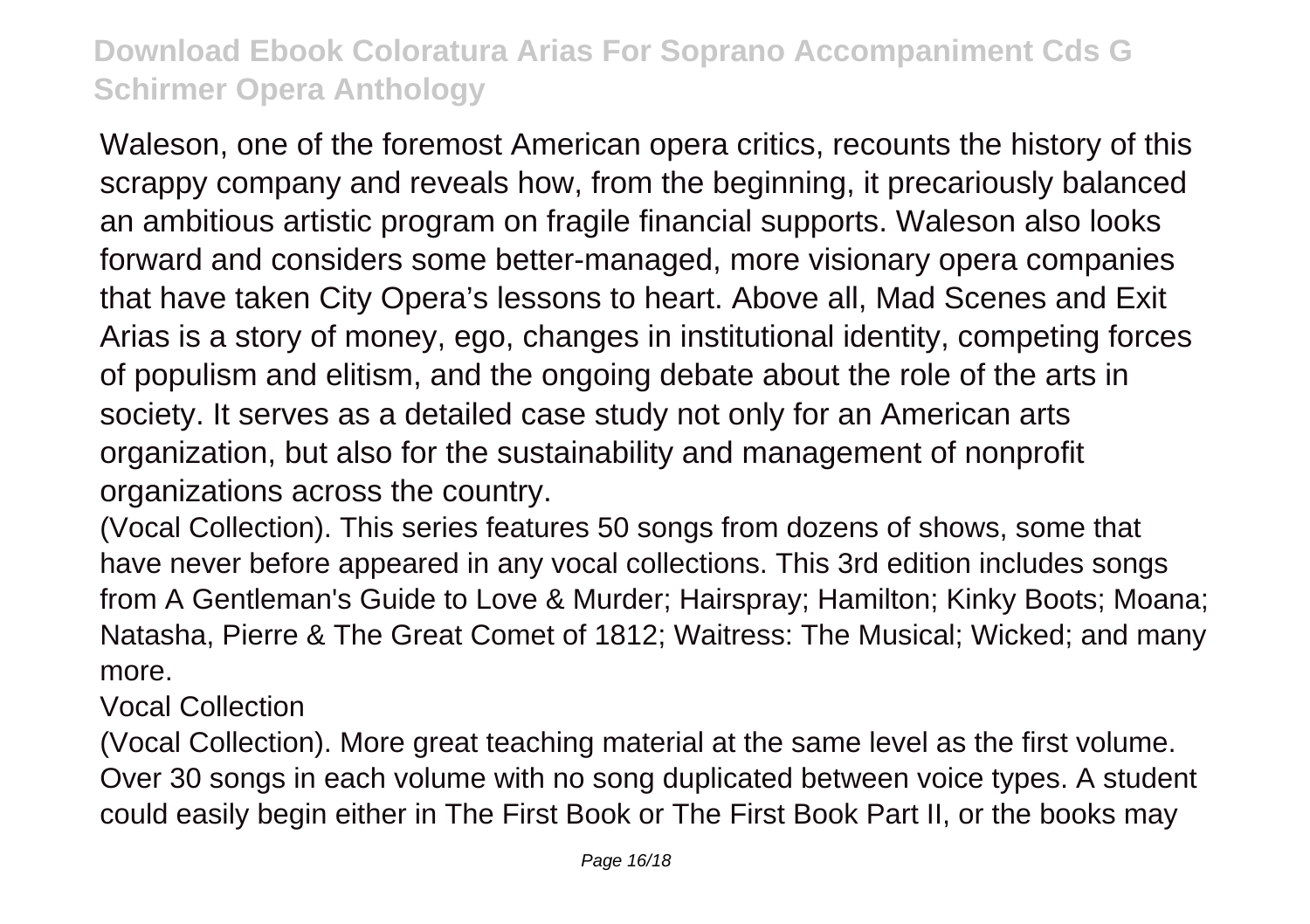Waleson, one of the foremost American opera critics, recounts the history of this scrappy company and reveals how, from the beginning, it precariously balanced an ambitious artistic program on fragile financial supports. Waleson also looks forward and considers some better-managed, more visionary opera companies that have taken City Opera's lessons to heart. Above all, Mad Scenes and Exit Arias is a story of money, ego, changes in institutional identity, competing forces of populism and elitism, and the ongoing debate about the role of the arts in society. It serves as a detailed case study not only for an American arts organization, but also for the sustainability and management of nonprofit organizations across the country.

(Vocal Collection). This series features 50 songs from dozens of shows, some that have never before appeared in any vocal collections. This 3rd edition includes songs from A Gentleman's Guide to Love & Murder; Hairspray; Hamilton; Kinky Boots; Moana; Natasha, Pierre & The Great Comet of 1812; Waitress: The Musical; Wicked; and many more.

Vocal Collection

(Vocal Collection). More great teaching material at the same level as the first volume. Over 30 songs in each volume with no song duplicated between voice types. A student could easily begin either in The First Book or The First Book Part II, or the books may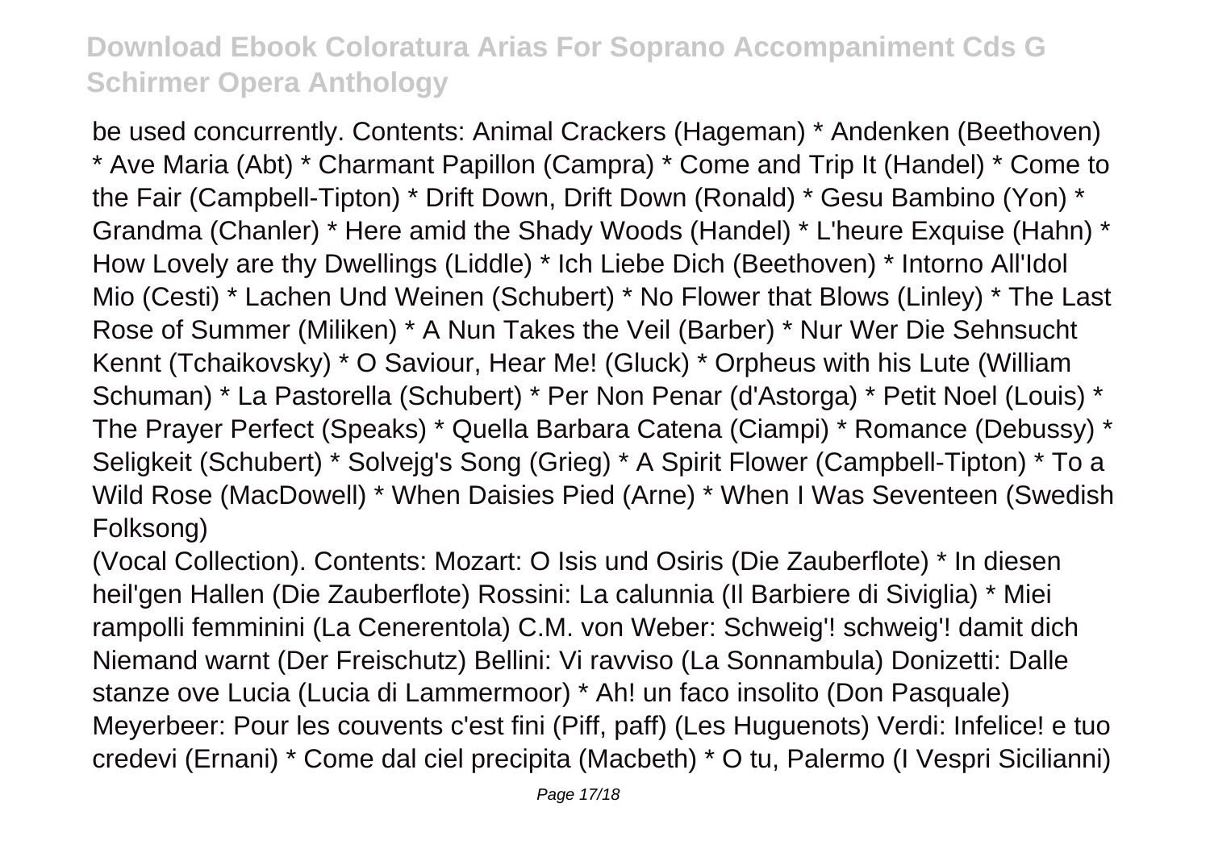be used concurrently. Contents: Animal Crackers (Hageman) * Andenken (Beethoven) * Ave Maria (Abt) * Charmant Papillon (Campra) * Come and Trip It (Handel) * Come to the Fair (Campbell-Tipton) * Drift Down, Drift Down (Ronald) * Gesu Bambino (Yon) * Grandma (Chanler) * Here amid the Shady Woods (Handel) * L'heure Exquise (Hahn) * How Lovely are thy Dwellings (Liddle) * Ich Liebe Dich (Beethoven) * Intorno All'Idol Mio (Cesti) * Lachen Und Weinen (Schubert) * No Flower that Blows (Linley) * The Last Rose of Summer (Miliken) * A Nun Takes the Veil (Barber) * Nur Wer Die Sehnsucht Kennt (Tchaikovsky) * O Saviour, Hear Me! (Gluck) * Orpheus with his Lute (William Schuman) * La Pastorella (Schubert) * Per Non Penar (d'Astorga) * Petit Noel (Louis) * The Prayer Perfect (Speaks) * Quella Barbara Catena (Ciampi) * Romance (Debussy) * Seligkeit (Schubert) * Solvejg's Song (Grieg) * A Spirit Flower (Campbell-Tipton) * To a Wild Rose (MacDowell) * When Daisies Pied (Arne) * When I Was Seventeen (Swedish Folksong)

(Vocal Collection). Contents: Mozart: O Isis und Osiris (Die Zauberflote) * In diesen heil'gen Hallen (Die Zauberflote) Rossini: La calunnia (Il Barbiere di Siviglia) * Miei rampolli femminini (La Cenerentola) C.M. von Weber: Schweig'! schweig'! damit dich Niemand warnt (Der Freischutz) Bellini: Vi ravviso (La Sonnambula) Donizetti: Dalle stanze ove Lucia (Lucia di Lammermoor) * Ah! un faco insolito (Don Pasquale) Meyerbeer: Pour les couvents c'est fini (Piff, paff) (Les Huguenots) Verdi: Infelice! e tuo credevi (Ernani) * Come dal ciel precipita (Macbeth) * O tu, Palermo (I Vespri Sicilianni)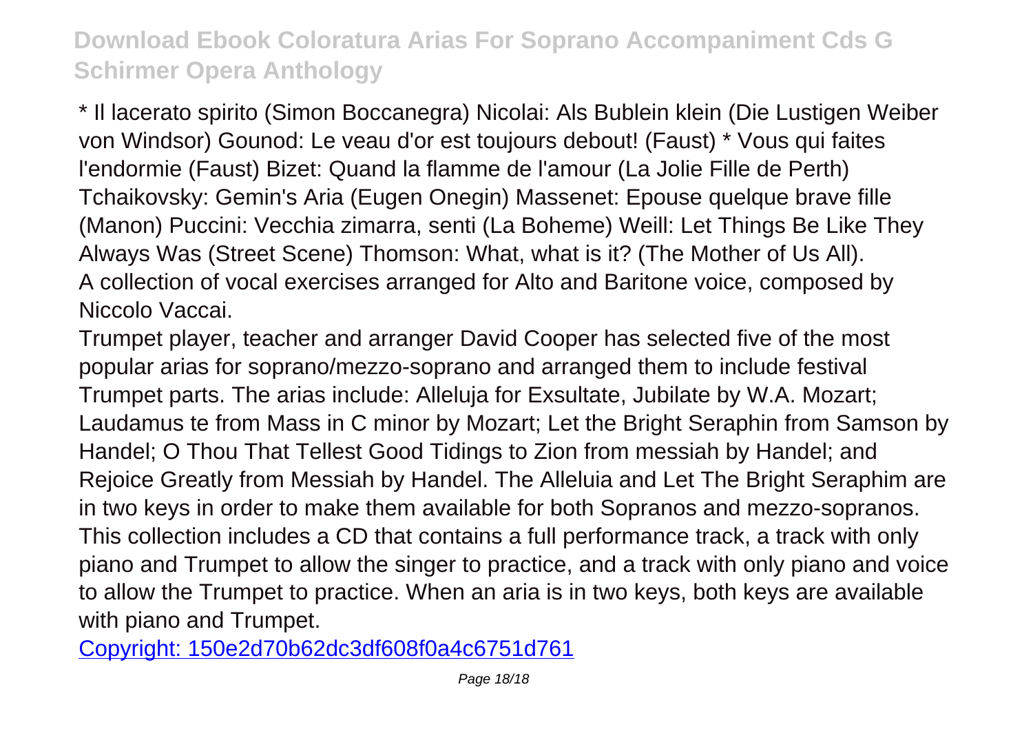* Il lacerato spirito (Simon Boccanegra) Nicolai: Als Bublein klein (Die Lustigen Weiber von Windsor) Gounod: Le veau d'or est toujours debout! (Faust) * Vous qui faites l'endormie (Faust) Bizet: Quand la flamme de l'amour (La Jolie Fille de Perth) Tchaikovsky: Gemin's Aria (Eugen Onegin) Massenet: Epouse quelque brave fille (Manon) Puccini: Vecchia zimarra, senti (La Boheme) Weill: Let Things Be Like They Always Was (Street Scene) Thomson: What, what is it? (The Mother of Us All).

A collection of vocal exercises arranged for Alto and Baritone voice, composed by Niccolo Vaccai.

Trumpet player, teacher and arranger David Cooper has selected five of the most popular arias for soprano/mezzo-soprano and arranged them to include festival Trumpet parts. The arias include: Alleluja for Exsultate, Jubilate by W.A. Mozart; Laudamus te from Mass in C minor by Mozart; Let the Bright Seraphin from Samson by Handel; O Thou That Tellest Good Tidings to Zion from messiah by Handel; and Rejoice Greatly from Messiah by Handel. The Alleluia and Let The Bright Seraphim are in two keys in order to make them available for both Sopranos and mezzo-sopranos. This collection includes a CD that contains a full performance track, a track with only piano and Trumpet to allow the singer to practice, and a track with only piano and voice to allow the Trumpet to practice. When an aria is in two keys, both keys are available with piano and Trumpet.

Copyright: 150e2d70b62dc3df608f0a4c6751d761